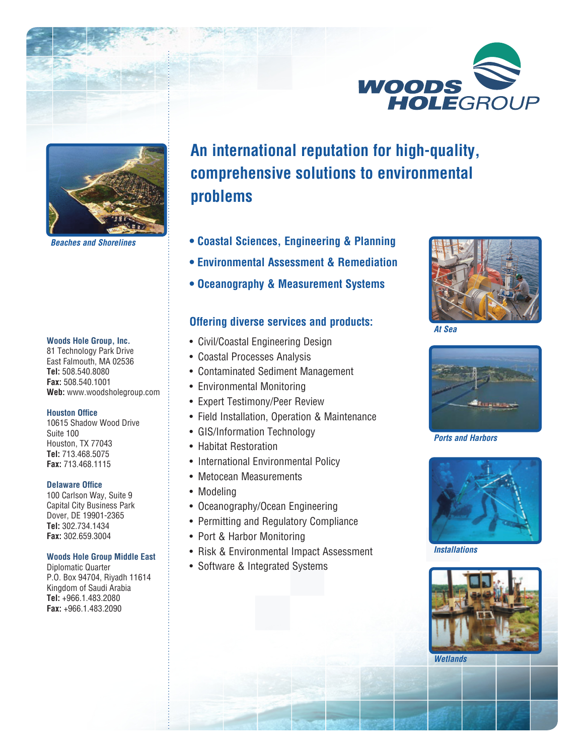WOODS HOLE GROUP

# An international reputation for high-quality, comprehensive solutions to environmental problems

- **Coastal Sciences, Engineering & Planning**
- **Environmental Assessment & Remediation**
- **Oceanography & Measurement Systems**

## Offering diverse services and products:

- Civil/Coastal Engineering Design
- Coastal Processes Analysis
- Contaminated Sediment Management
- Environmental Monitoring
- Expert Testimony/Peer Review
- Field Installation, Operation & Maintenance
- GIS/Information Technology
- Habitat Restoration
- International Environmental Policy
- Metocean Measurements
- Modeling
- Oceanography/Ocean Engineering
- Permitting and Regulatory Compliance
- Port & Harbor Monitoring
- Risk & Environmental Impact Assessment
- Software & Integrated Systems

*Beaches and Shorelines*

*At Sea*

*Ports and Harbors*

*Installations*

*Wetlands*

**Woods Hole Group, Inc.**
81 Technology Park Drive
East Falmouth, MA 02536
**Tel:** 508.540.8080
**Fax:** 508.540.1001
**Web:** www.woodsholegroup.com

**Houston Office**
10615 Shadow Wood Drive
Suite 100
Houston, TX 77043
**Tel:** 713.468.5075
**Fax:** 713.468.1115

**Delaware Office**
100 Carlson Way, Suite 9
Capital City Business Park
Dover, DE 19901-2365
**Tel:** 302.734.1434
**Fax:** 302.659.3004

**Woods Hole Group Middle East**
Diplomatic Quarter
P.O. Box 94704, Riyadh 11614
Kingdom of Saudi Arabia
**Tel:** +966.1.483.2080
**Fax:** +966.1.483.2090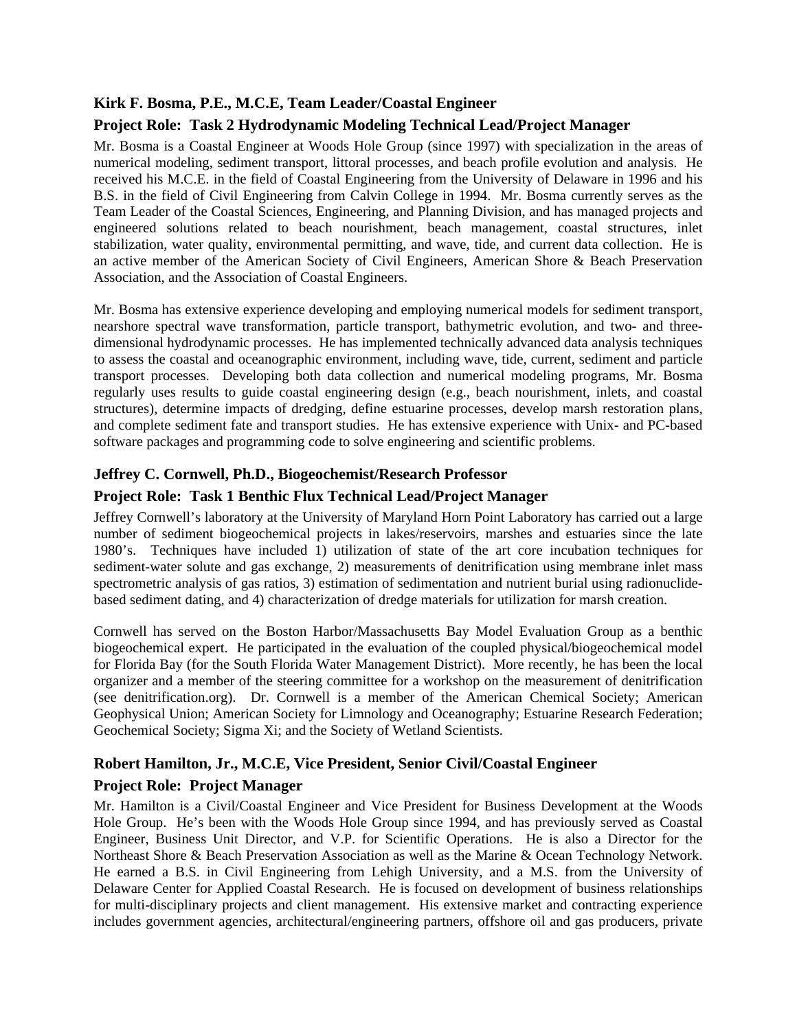### Kirk F. Bosma, P.E., M.C.E, Team Leader/Coastal Engineer

### Project Role: Task 2 Hydrodynamic Modeling Technical Lead/Project Manager

Mr. Bosma is a Coastal Engineer at Woods Hole Group (since 1997) with specialization in the areas of numerical modeling, sediment transport, littoral processes, and beach profile evolution and analysis. He received his M.C.E. in the field of Coastal Engineering from the University of Delaware in 1996 and his B.S. in the field of Civil Engineering from Calvin College in 1994. Mr. Bosma currently serves as the Team Leader of the Coastal Sciences, Engineering, and Planning Division, and has managed projects and engineered solutions related to beach nourishment, beach management, coastal structures, inlet stabilization, water quality, environmental permitting, and wave, tide, and current data collection. He is an active member of the American Society of Civil Engineers, American Shore & Beach Preservation Association, and the Association of Coastal Engineers.

Mr. Bosma has extensive experience developing and employing numerical models for sediment transport, nearshore spectral wave transformation, particle transport, bathymetric evolution, and two- and three-dimensional hydrodynamic processes. He has implemented technically advanced data analysis techniques to assess the coastal and oceanographic environment, including wave, tide, current, sediment and particle transport processes. Developing both data collection and numerical modeling programs, Mr. Bosma regularly uses results to guide coastal engineering design (e.g., beach nourishment, inlets, and coastal structures), determine impacts of dredging, define estuarine processes, develop marsh restoration plans, and complete sediment fate and transport studies. He has extensive experience with Unix- and PC-based software packages and programming code to solve engineering and scientific problems.

### Jeffrey C. Cornwell, Ph.D., Biogeochemist/Research Professor

### Project Role: Task 1 Benthic Flux Technical Lead/Project Manager

Jeffrey Cornwell's laboratory at the University of Maryland Horn Point Laboratory has carried out a large number of sediment biogeochemical projects in lakes/reservoirs, marshes and estuaries since the late 1980's. Techniques have included 1) utilization of state of the art core incubation techniques for sediment-water solute and gas exchange, 2) measurements of denitrification using membrane inlet mass spectrometric analysis of gas ratios, 3) estimation of sedimentation and nutrient burial using radionuclide-based sediment dating, and 4) characterization of dredge materials for utilization for marsh creation.

Cornwell has served on the Boston Harbor/Massachusetts Bay Model Evaluation Group as a benthic biogeochemical expert. He participated in the evaluation of the coupled physical/biogeochemical model for Florida Bay (for the South Florida Water Management District). More recently, he has been the local organizer and a member of the steering committee for a workshop on the measurement of denitrification (see denitrification.org). Dr. Cornwell is a member of the American Chemical Society; American Geophysical Union; American Society for Limnology and Oceanography; Estuarine Research Federation; Geochemical Society; Sigma Xi; and the Society of Wetland Scientists.

### Robert Hamilton, Jr., M.C.E, Vice President, Senior Civil/Coastal Engineer

### Project Role: Project Manager

Mr. Hamilton is a Civil/Coastal Engineer and Vice President for Business Development at the Woods Hole Group. He's been with the Woods Hole Group since 1994, and has previously served as Coastal Engineer, Business Unit Director, and V.P. for Scientific Operations. He is also a Director for the Northeast Shore & Beach Preservation Association as well as the Marine & Ocean Technology Network. He earned a B.S. in Civil Engineering from Lehigh University, and a M.S. from the University of Delaware Center for Applied Coastal Research. He is focused on development of business relationships for multi-disciplinary projects and client management. His extensive market and contracting experience includes government agencies, architectural/engineering partners, offshore oil and gas producers, private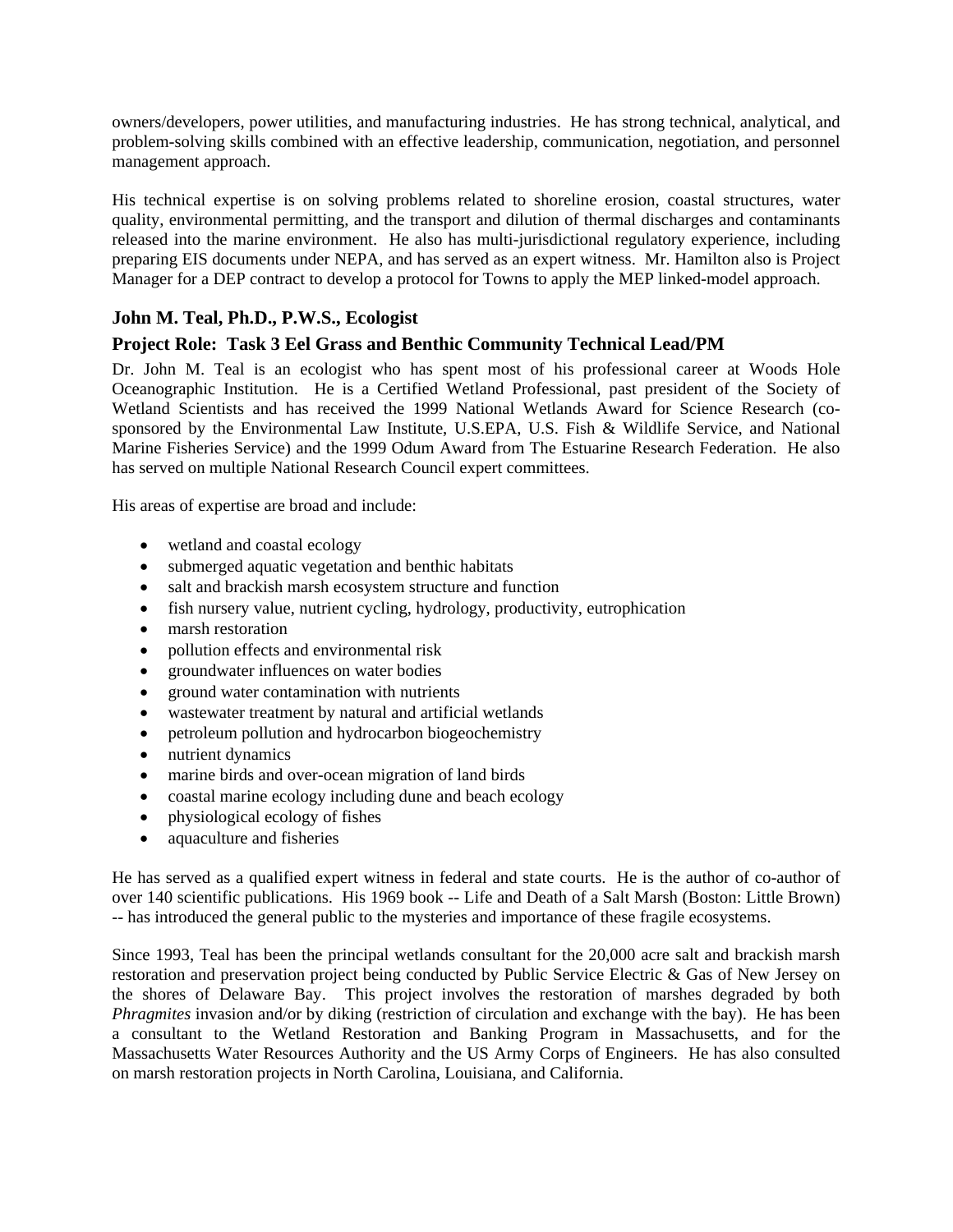owners/developers, power utilities, and manufacturing industries. He has strong technical, analytical, and problem-solving skills combined with an effective leadership, communication, negotiation, and personnel management approach.

His technical expertise is on solving problems related to shoreline erosion, coastal structures, water quality, environmental permitting, and the transport and dilution of thermal discharges and contaminants released into the marine environment. He also has multi-jurisdictional regulatory experience, including preparing EIS documents under NEPA, and has served as an expert witness. Mr. Hamilton also is Project Manager for a DEP contract to develop a protocol for Towns to apply the MEP linked-model approach.

### John M. Teal, Ph.D., P.W.S., Ecologist

### Project Role: Task 3 Eel Grass and Benthic Community Technical Lead/PM

Dr. John M. Teal is an ecologist who has spent most of his professional career at Woods Hole Oceanographic Institution. He is a Certified Wetland Professional, past president of the Society of Wetland Scientists and has received the 1999 National Wetlands Award for Science Research (co-sponsored by the Environmental Law Institute, U.S.EPA, U.S. Fish & Wildlife Service, and National Marine Fisheries Service) and the 1999 Odum Award from The Estuarine Research Federation. He also has served on multiple National Research Council expert committees.

His areas of expertise are broad and include:

- wetland and coastal ecology
- submerged aquatic vegetation and benthic habitats
- salt and brackish marsh ecosystem structure and function
- fish nursery value, nutrient cycling, hydrology, productivity, eutrophication
- marsh restoration
- pollution effects and environmental risk
- groundwater influences on water bodies
- ground water contamination with nutrients
- wastewater treatment by natural and artificial wetlands
- petroleum pollution and hydrocarbon biogeochemistry
- nutrient dynamics
- marine birds and over-ocean migration of land birds
- coastal marine ecology including dune and beach ecology
- physiological ecology of fishes
- aquaculture and fisheries

He has served as a qualified expert witness in federal and state courts. He is the author of co-author of over 140 scientific publications. His 1969 book -- Life and Death of a Salt Marsh (Boston: Little Brown) -- has introduced the general public to the mysteries and importance of these fragile ecosystems.

Since 1993, Teal has been the principal wetlands consultant for the 20,000 acre salt and brackish marsh restoration and preservation project being conducted by Public Service Electric & Gas of New Jersey on the shores of Delaware Bay. This project involves the restoration of marshes degraded by both *Phragmites* invasion and/or by diking (restriction of circulation and exchange with the bay). He has been a consultant to the Wetland Restoration and Banking Program in Massachusetts, and for the Massachusetts Water Resources Authority and the US Army Corps of Engineers. He has also consulted on marsh restoration projects in North Carolina, Louisiana, and California.